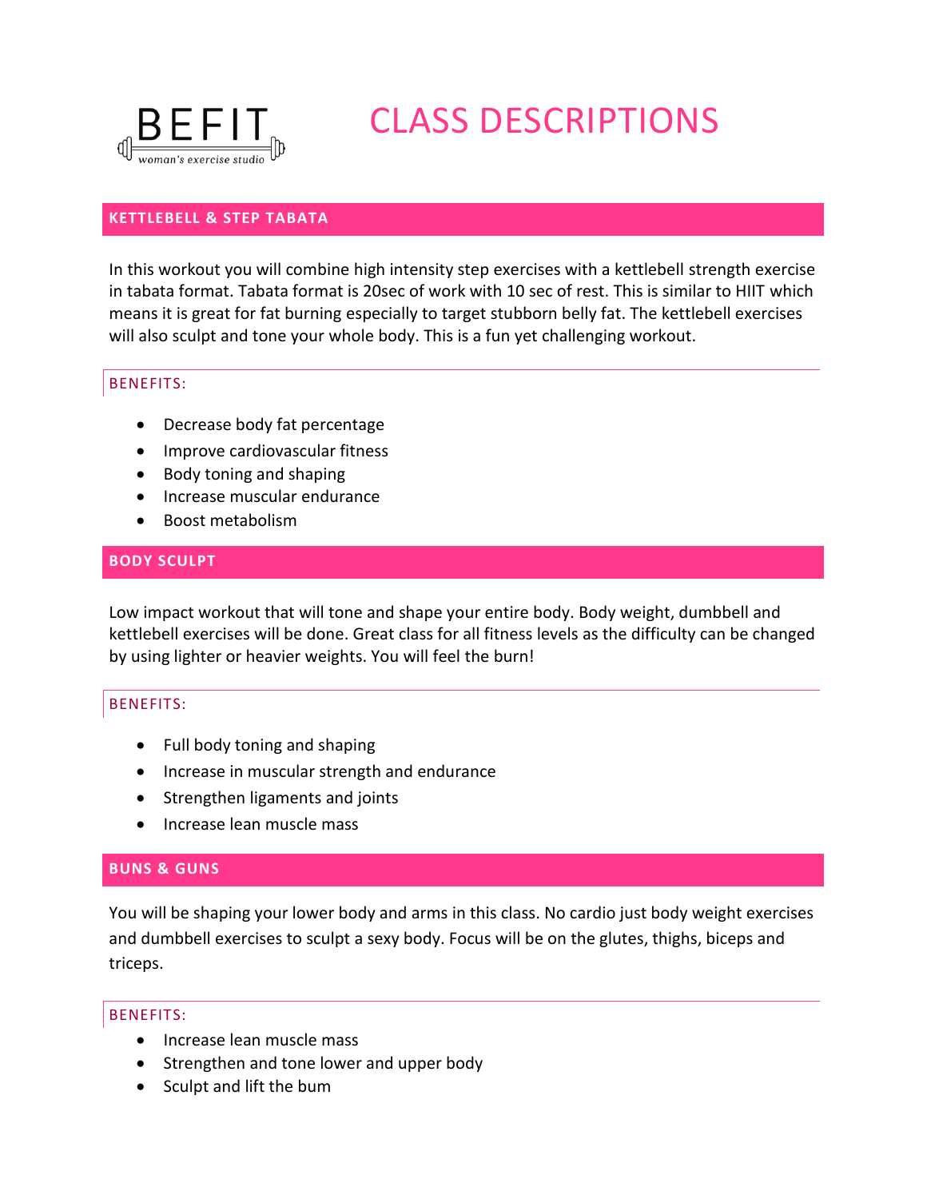BEFIT

woman's exercise studio

# CLASS DESCRIPTIONS

## KETTLEBELL & STEP TABATA

In this workout you will combine high intensity step exercises with a kettlebell strength exercise in tabata format. Tabata format is 20sec of work with 10 sec of rest. This is similar to HIIT which means it is great for fat burning especially to target stubborn belly fat. The kettlebell exercises will also sculpt and tone your whole body. This is a fun yet challenging workout.

### BENEFITS:

- Decrease body fat percentage
- Improve cardiovascular fitness
- Body toning and shaping
- Increase muscular endurance
- Boost metabolism

## BODY SCULPT

Low impact workout that will tone and shape your entire body. Body weight, dumbbell and kettlebell exercises will be done. Great class for all fitness levels as the difficulty can be changed by using lighter or heavier weights. You will feel the burn!

### BENEFITS:

- Full body toning and shaping
- Increase in muscular strength and endurance
- Strengthen ligaments and joints
- Increase lean muscle mass

## BUNS & GUNS

You will be shaping your lower body and arms in this class. No cardio just body weight exercises and dumbbell exercises to sculpt a sexy body. Focus will be on the glutes, thighs, biceps and triceps.

### BENEFITS:

- Increase lean muscle mass
- Strengthen and tone lower and upper body
- Sculpt and lift the bum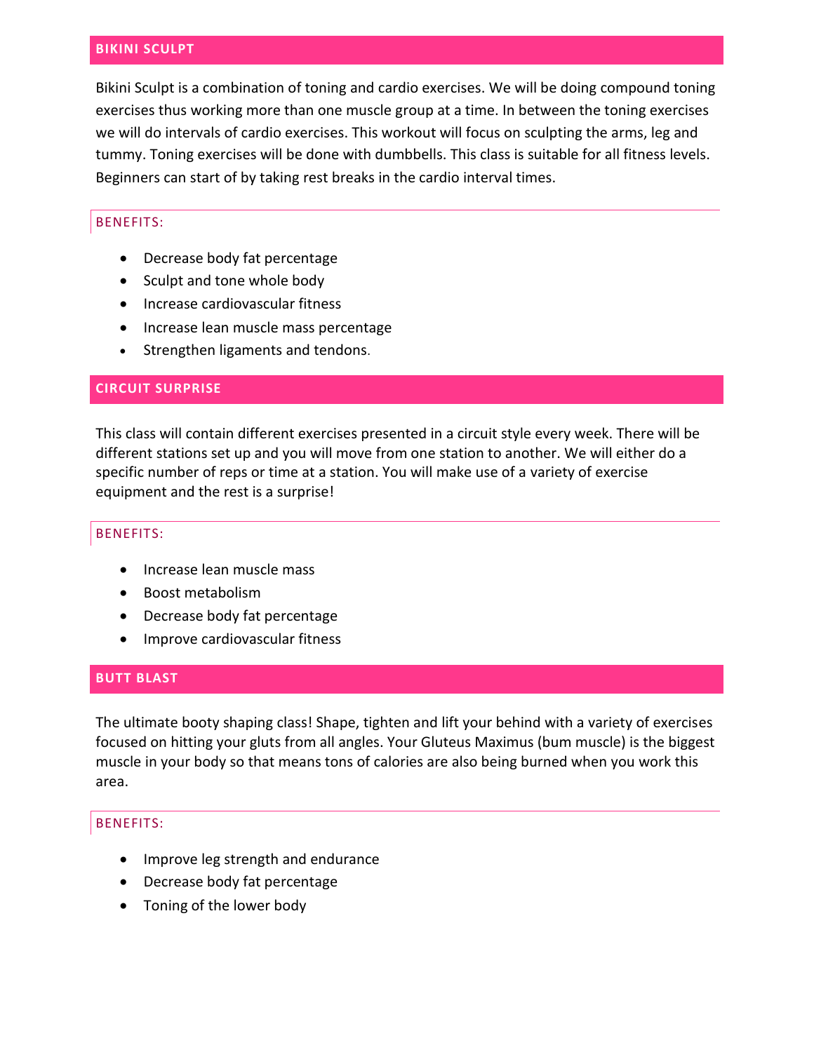## BIKINI SCULPT

Bikini Sculpt is a combination of toning and cardio exercises. We will be doing compound toning exercises thus working more than one muscle group at a time. In between the toning exercises we will do intervals of cardio exercises. This workout will focus on sculpting the arms, leg and tummy. Toning exercises will be done with dumbbells. This class is suitable for all fitness levels. Beginners can start of by taking rest breaks in the cardio interval times.

### BENEFITS:

- Decrease body fat percentage
- Sculpt and tone whole body
- Increase cardiovascular fitness
- Increase lean muscle mass percentage
- Strengthen ligaments and tendons.

## CIRCUIT SURPRISE

This class will contain different exercises presented in a circuit style every week. There will be different stations set up and you will move from one station to another. We will either do a specific number of reps or time at a station. You will make use of a variety of exercise equipment and the rest is a surprise!

### BENEFITS:

- Increase lean muscle mass
- Boost metabolism
- Decrease body fat percentage
- Improve cardiovascular fitness

## BUTT BLAST

The ultimate booty shaping class! Shape, tighten and lift your behind with a variety of exercises focused on hitting your gluts from all angles. Your Gluteus Maximus (bum muscle) is the biggest muscle in your body so that means tons of calories are also being burned when you work this area.

### BENEFITS:

- Improve leg strength and endurance
- Decrease body fat percentage
- Toning of the lower body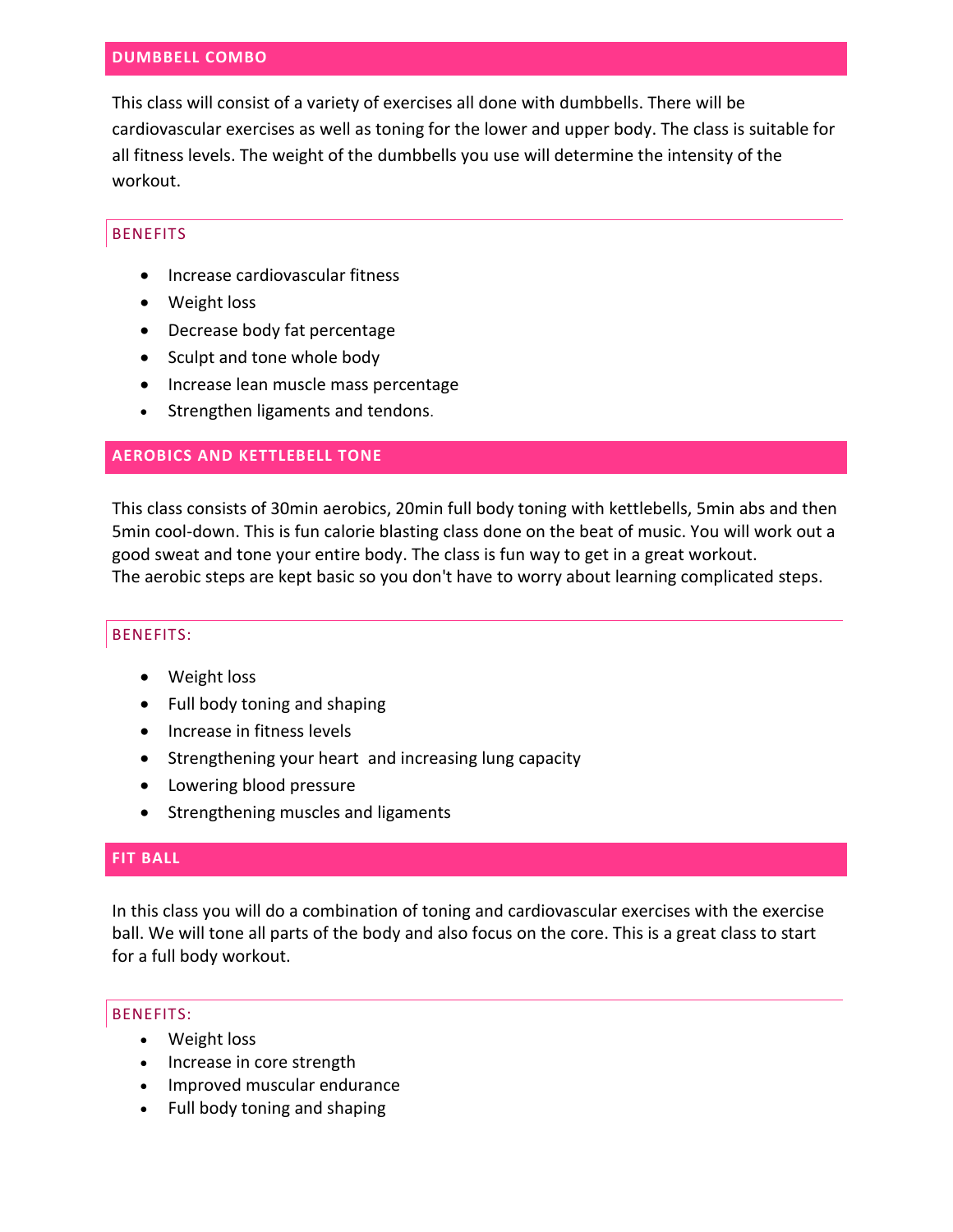## DUMBBELL COMBO

This class will consist of a variety of exercises all done with dumbbells. There will be cardiovascular exercises as well as toning for the lower and upper body. The class is suitable for all fitness levels. The weight of the dumbbells you use will determine the intensity of the workout.

### BENEFITS

- Increase cardiovascular fitness
- Weight loss
- Decrease body fat percentage
- Sculpt and tone whole body
- Increase lean muscle mass percentage
- Strengthen ligaments and tendons.

## AEROBICS AND KETTLEBELL TONE

This class consists of 30min aerobics, 20min full body toning with kettlebells, 5min abs and then 5min cool-down. This is fun calorie blasting class done on the beat of music. You will work out a good sweat and tone your entire body. The class is fun way to get in a great workout.
The aerobic steps are kept basic so you don't have to worry about learning complicated steps.

### BENEFITS:

- Weight loss
- Full body toning and shaping
- Increase in fitness levels
- Strengthening your heart and increasing lung capacity
- Lowering blood pressure
- Strengthening muscles and ligaments

## FIT BALL

In this class you will do a combination of toning and cardiovascular exercises with the exercise ball. We will tone all parts of the body and also focus on the core. This is a great class to start for a full body workout.

### BENEFITS:

- Weight loss
- Increase in core strength
- Improved muscular endurance
- Full body toning and shaping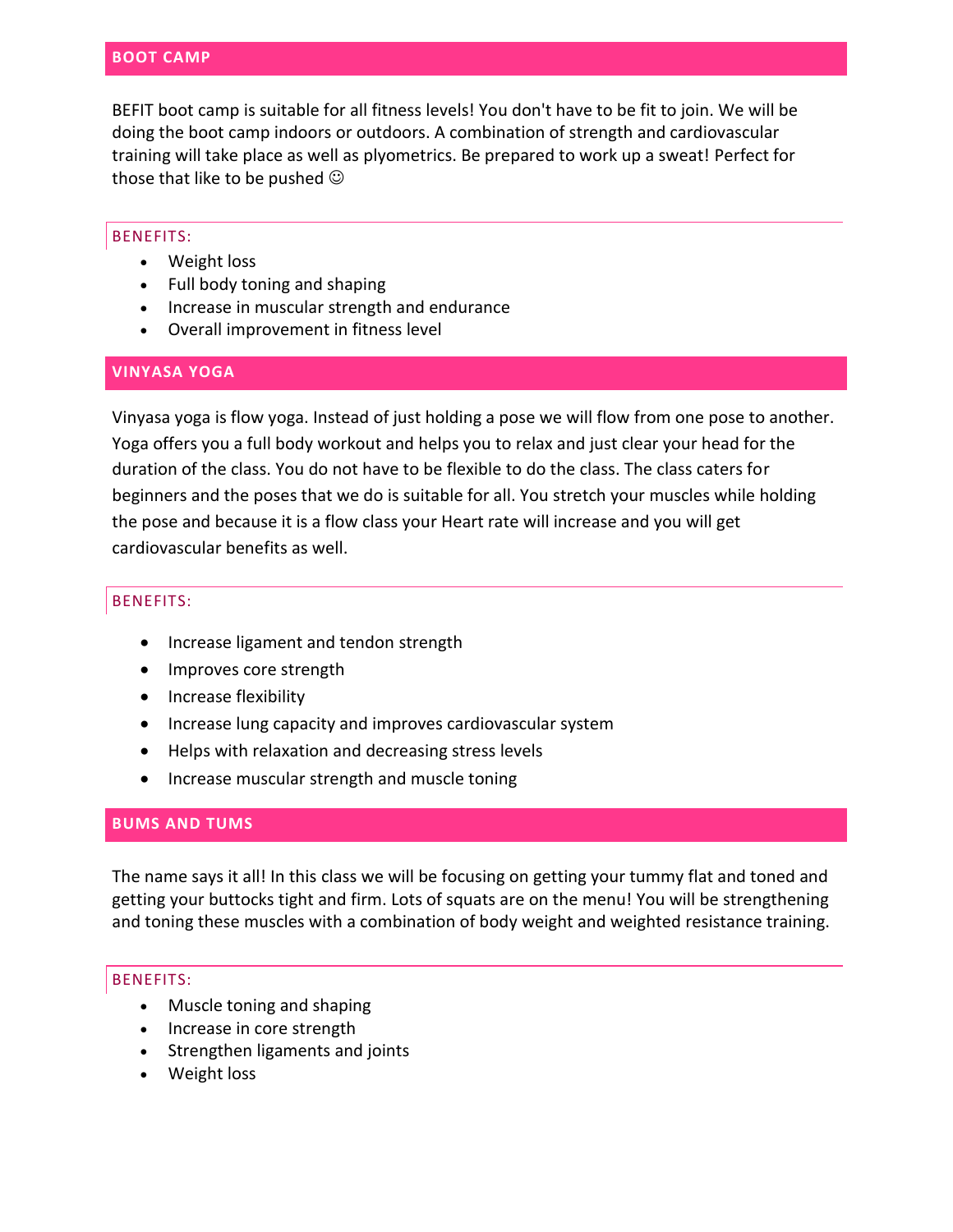## BOOT CAMP

BEFIT boot camp is suitable for all fitness levels! You don't have to be fit to join. We will be doing the boot camp indoors or outdoors. A combination of strength and cardiovascular training will take place as well as plyometrics. Be prepared to work up a sweat! Perfect for those that like to be pushed ☺

### BENEFITS:

- Weight loss
- Full body toning and shaping
- Increase in muscular strength and endurance
- Overall improvement in fitness level

## VINYASA YOGA

Vinyasa yoga is flow yoga. Instead of just holding a pose we will flow from one pose to another. Yoga offers you a full body workout and helps you to relax and just clear your head for the duration of the class. You do not have to be flexible to do the class. The class caters for beginners and the poses that we do is suitable for all. You stretch your muscles while holding the pose and because it is a flow class your Heart rate will increase and you will get cardiovascular benefits as well.

### BENEFITS:

- Increase ligament and tendon strength
- Improves core strength
- Increase flexibility
- Increase lung capacity and improves cardiovascular system
- Helps with relaxation and decreasing stress levels
- Increase muscular strength and muscle toning

## BUMS AND TUMS

The name says it all! In this class we will be focusing on getting your tummy flat and toned and getting your buttocks tight and firm. Lots of squats are on the menu! You will be strengthening and toning these muscles with a combination of body weight and weighted resistance training.

### BENEFITS:

- Muscle toning and shaping
- Increase in core strength
- Strengthen ligaments and joints
- Weight loss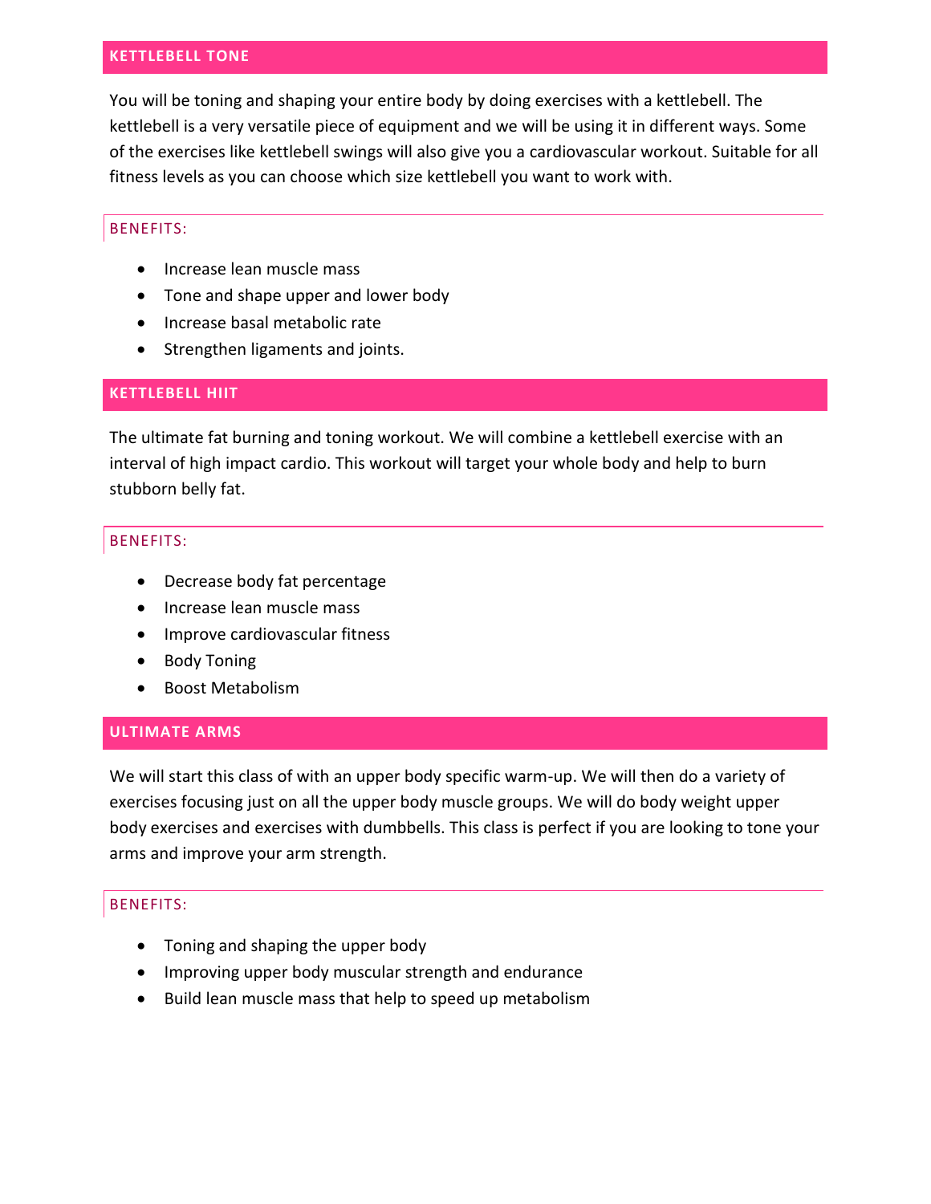## KETTLEBELL TONE

You will be toning and shaping your entire body by doing exercises with a kettlebell. The kettlebell is a very versatile piece of equipment and we will be using it in different ways. Some of the exercises like kettlebell swings will also give you a cardiovascular workout. Suitable for all fitness levels as you can choose which size kettlebell you want to work with.

### BENEFITS:

- Increase lean muscle mass
- Tone and shape upper and lower body
- Increase basal metabolic rate
- Strengthen ligaments and joints.

## KETTLEBELL HIIT

The ultimate fat burning and toning workout. We will combine a kettlebell exercise with an interval of high impact cardio. This workout will target your whole body and help to burn stubborn belly fat.

### BENEFITS:

- Decrease body fat percentage
- Increase lean muscle mass
- Improve cardiovascular fitness
- Body Toning
- Boost Metabolism

## ULTIMATE ARMS

We will start this class of with an upper body specific warm-up. We will then do a variety of exercises focusing just on all the upper body muscle groups. We will do body weight upper body exercises and exercises with dumbbells. This class is perfect if you are looking to tone your arms and improve your arm strength.

### BENEFITS:

- Toning and shaping the upper body
- Improving upper body muscular strength and endurance
- Build lean muscle mass that help to speed up metabolism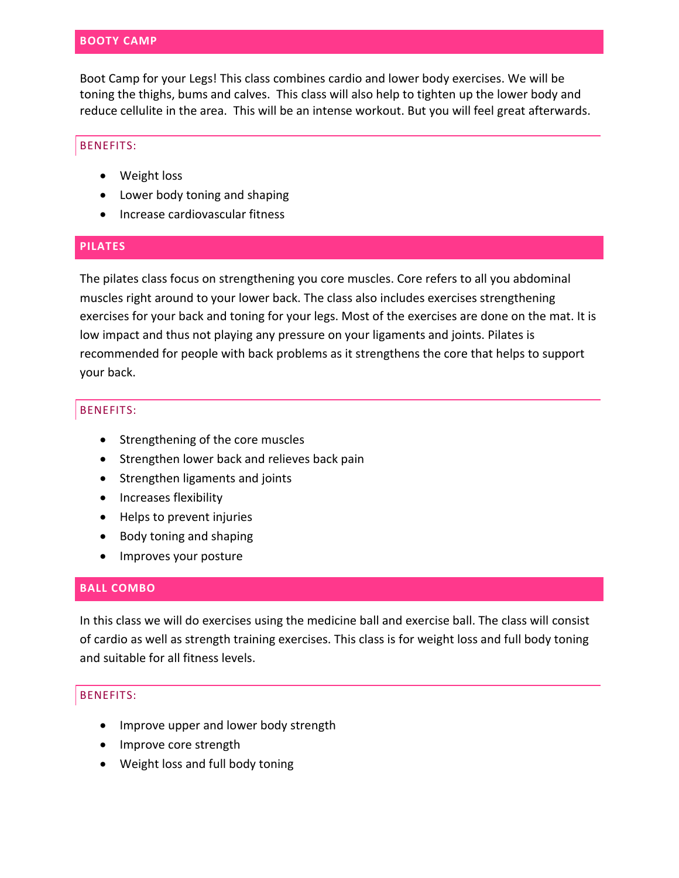## BOOTY CAMP

Boot Camp for your Legs! This class combines cardio and lower body exercises. We will be toning the thighs, bums and calves. This class will also help to tighten up the lower body and reduce cellulite in the area. This will be an intense workout. But you will feel great afterwards.

### BENEFITS:

- Weight loss
- Lower body toning and shaping
- Increase cardiovascular fitness

## PILATES

The pilates class focus on strengthening you core muscles. Core refers to all you abdominal muscles right around to your lower back. The class also includes exercises strengthening exercises for your back and toning for your legs. Most of the exercises are done on the mat. It is low impact and thus not playing any pressure on your ligaments and joints. Pilates is recommended for people with back problems as it strengthens the core that helps to support your back.

### BENEFITS:

- Strengthening of the core muscles
- Strengthen lower back and relieves back pain
- Strengthen ligaments and joints
- Increases flexibility
- Helps to prevent injuries
- Body toning and shaping
- Improves your posture

## BALL COMBO

In this class we will do exercises using the medicine ball and exercise ball. The class will consist of cardio as well as strength training exercises. This class is for weight loss and full body toning and suitable for all fitness levels.

### BENEFITS:

- Improve upper and lower body strength
- Improve core strength
- Weight loss and full body toning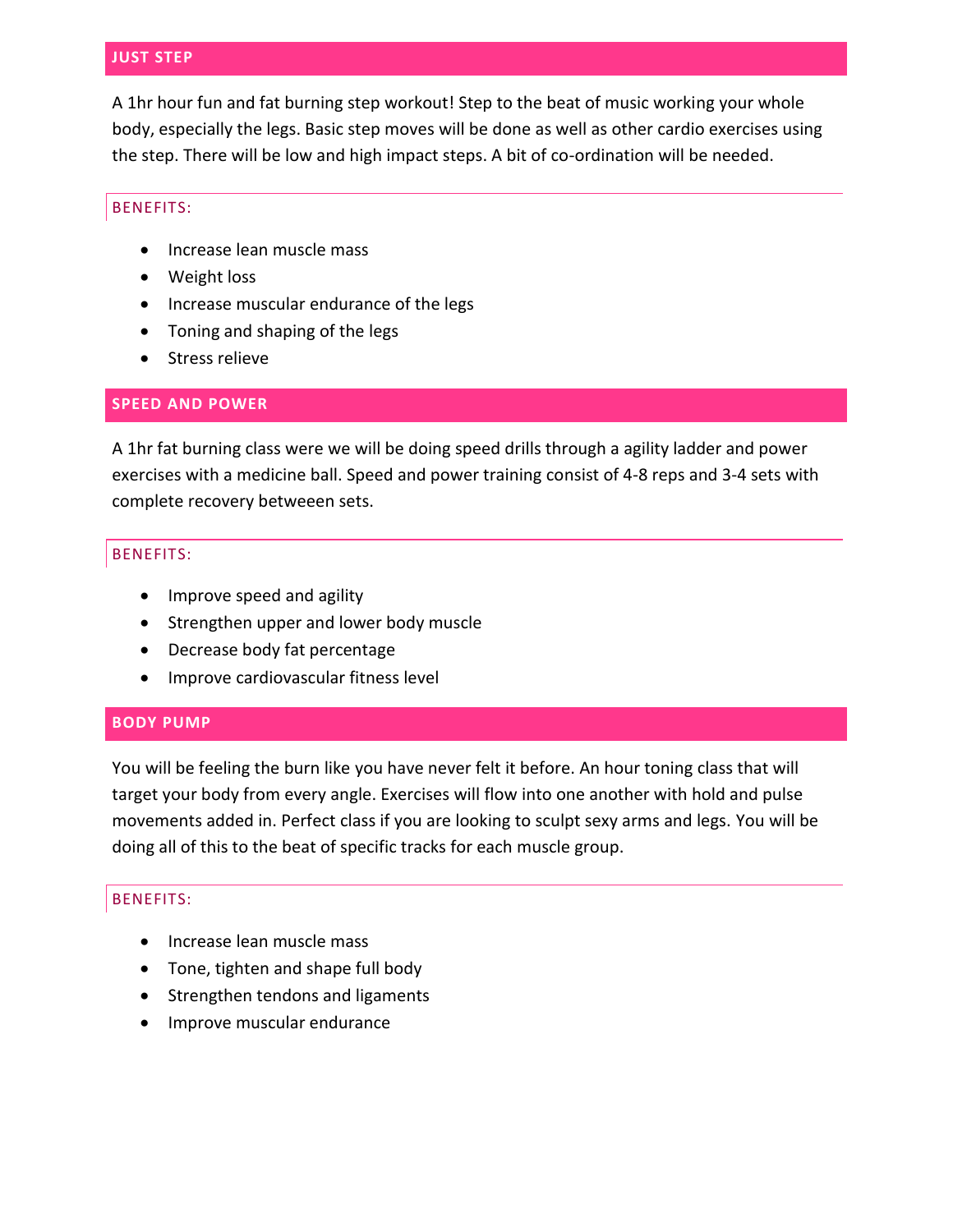## JUST STEP

A 1hr hour fun and fat burning step workout! Step to the beat of music working your whole body, especially the legs. Basic step moves will be done as well as other cardio exercises using the step. There will be low and high impact steps. A bit of co-ordination will be needed.

### BENEFITS:

- Increase lean muscle mass
- Weight loss
- Increase muscular endurance of the legs
- Toning and shaping of the legs
- Stress relieve

## SPEED AND POWER

A 1hr fat burning class were we will be doing speed drills through a agility ladder and power exercises with a medicine ball. Speed and power training consist of 4-8 reps and 3-4 sets with complete recovery betweeen sets.

### BENEFITS:

- Improve speed and agility
- Strengthen upper and lower body muscle
- Decrease body fat percentage
- Improve cardiovascular fitness level

## BODY PUMP

You will be feeling the burn like you have never felt it before. An hour toning class that will target your body from every angle. Exercises will flow into one another with hold and pulse movements added in. Perfect class if you are looking to sculpt sexy arms and legs. You will be doing all of this to the beat of specific tracks for each muscle group.

### BENEFITS:

- Increase lean muscle mass
- Tone, tighten and shape full body
- Strengthen tendons and ligaments
- Improve muscular endurance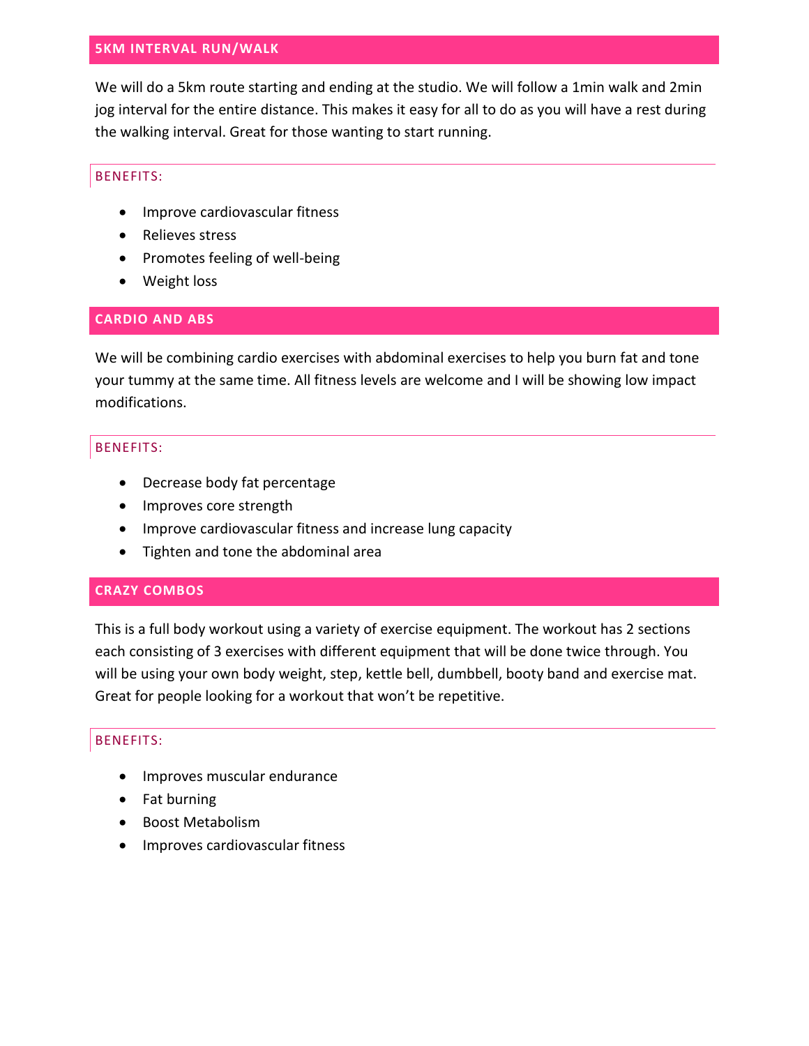## 5KM INTERVAL RUN/WALK

We will do a 5km route starting and ending at the studio. We will follow a 1min walk and 2min jog interval for the entire distance. This makes it easy for all to do as you will have a rest during the walking interval. Great for those wanting to start running.

### BENEFITS:

- Improve cardiovascular fitness
- Relieves stress
- Promotes feeling of well-being
- Weight loss

## CARDIO AND ABS

We will be combining cardio exercises with abdominal exercises to help you burn fat and tone your tummy at the same time. All fitness levels are welcome and I will be showing low impact modifications.

### BENEFITS:

- Decrease body fat percentage
- Improves core strength
- Improve cardiovascular fitness and increase lung capacity
- Tighten and tone the abdominal area

## CRAZY COMBOS

This is a full body workout using a variety of exercise equipment. The workout has 2 sections each consisting of 3 exercises with different equipment that will be done twice through. You will be using your own body weight, step, kettle bell, dumbbell, booty band and exercise mat. Great for people looking for a workout that won't be repetitive.

### BENEFITS:

- Improves muscular endurance
- Fat burning
- Boost Metabolism
- Improves cardiovascular fitness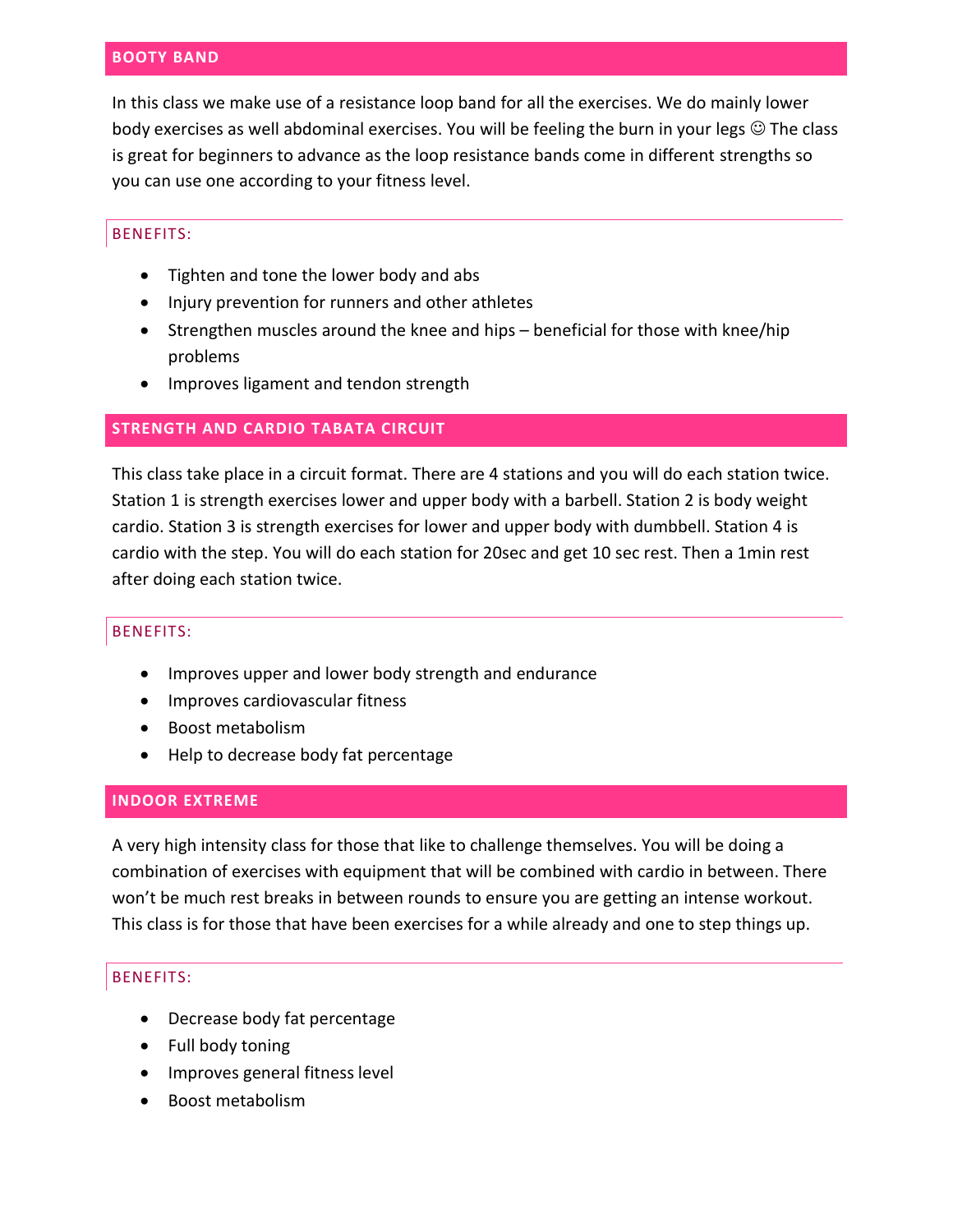## BOOTY BAND

In this class we make use of a resistance loop band for all the exercises. We do mainly lower body exercises as well abdominal exercises. You will be feeling the burn in your legs ☺ The class is great for beginners to advance as the loop resistance bands come in different strengths so you can use one according to your fitness level.

### BENEFITS:

- Tighten and tone the lower body and abs
- Injury prevention for runners and other athletes
- Strengthen muscles around the knee and hips – beneficial for those with knee/hip problems
- Improves ligament and tendon strength

## STRENGTH AND CARDIO TABATA CIRCUIT

This class take place in a circuit format. There are 4 stations and you will do each station twice. Station 1 is strength exercises lower and upper body with a barbell. Station 2 is body weight cardio. Station 3 is strength exercises for lower and upper body with dumbbell. Station 4 is cardio with the step. You will do each station for 20sec and get 10 sec rest. Then a 1min rest after doing each station twice.

### BENEFITS:

- Improves upper and lower body strength and endurance
- Improves cardiovascular fitness
- Boost metabolism
- Help to decrease body fat percentage

## INDOOR EXTREME

A very high intensity class for those that like to challenge themselves. You will be doing a combination of exercises with equipment that will be combined with cardio in between. There won't be much rest breaks in between rounds to ensure you are getting an intense workout. This class is for those that have been exercises for a while already and one to step things up.

### BENEFITS:

- Decrease body fat percentage
- Full body toning
- Improves general fitness level
- Boost metabolism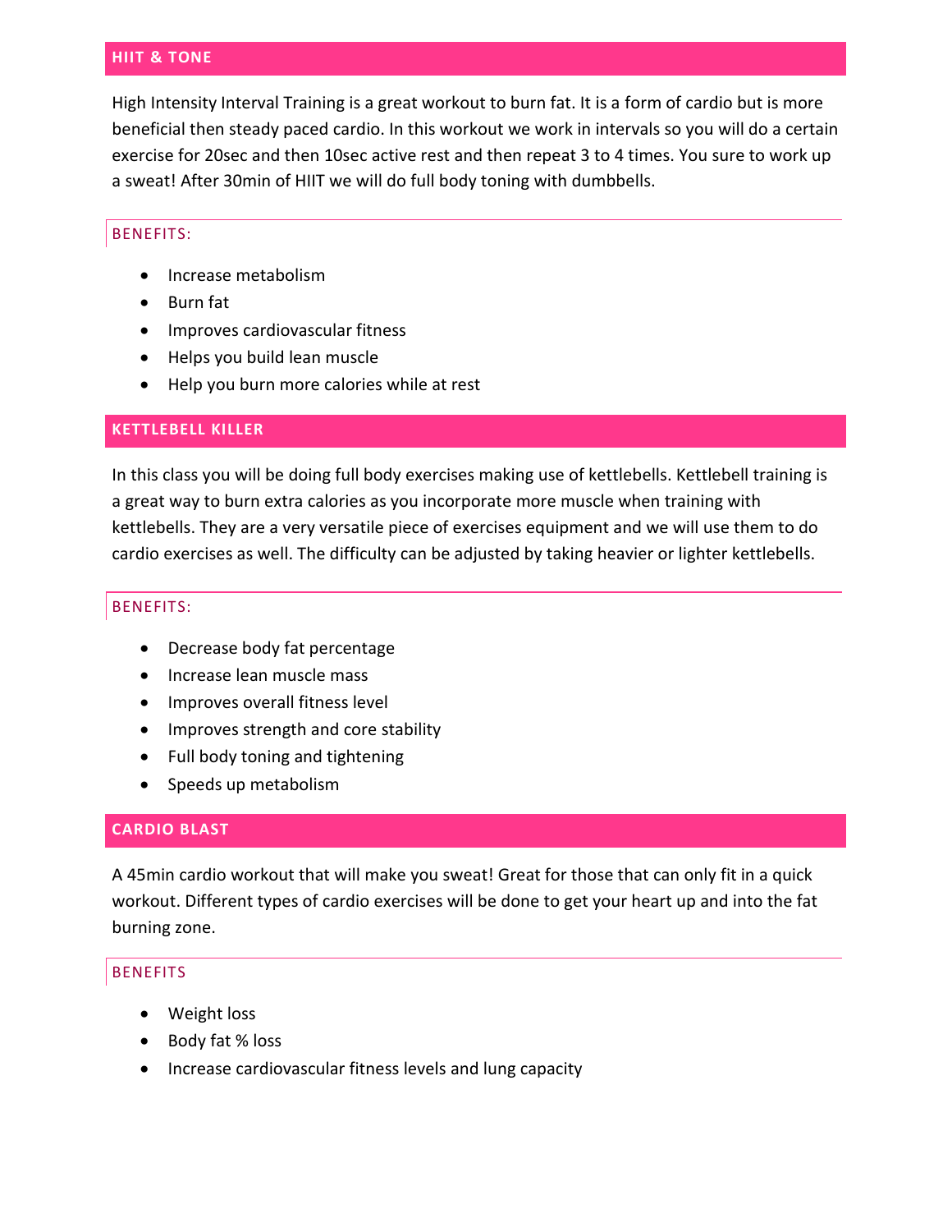## HIIT & TONE

High Intensity Interval Training is a great workout to burn fat. It is a form of cardio but is more beneficial then steady paced cardio. In this workout we work in intervals so you will do a certain exercise for 20sec and then 10sec active rest and then repeat 3 to 4 times. You sure to work up a sweat! After 30min of HIIT we will do full body toning with dumbbells.

### BENEFITS:

- Increase metabolism
- Burn fat
- Improves cardiovascular fitness
- Helps you build lean muscle
- Help you burn more calories while at rest

## KETTLEBELL KILLER

In this class you will be doing full body exercises making use of kettlebells. Kettlebell training is a great way to burn extra calories as you incorporate more muscle when training with kettlebells. They are a very versatile piece of exercises equipment and we will use them to do cardio exercises as well. The difficulty can be adjusted by taking heavier or lighter kettlebells.

### BENEFITS:

- Decrease body fat percentage
- Increase lean muscle mass
- Improves overall fitness level
- Improves strength and core stability
- Full body toning and tightening
- Speeds up metabolism

## CARDIO BLAST

A 45min cardio workout that will make you sweat! Great for those that can only fit in a quick workout. Different types of cardio exercises will be done to get your heart up and into the fat burning zone.

### BENEFITS

- Weight loss
- Body fat % loss
- Increase cardiovascular fitness levels and lung capacity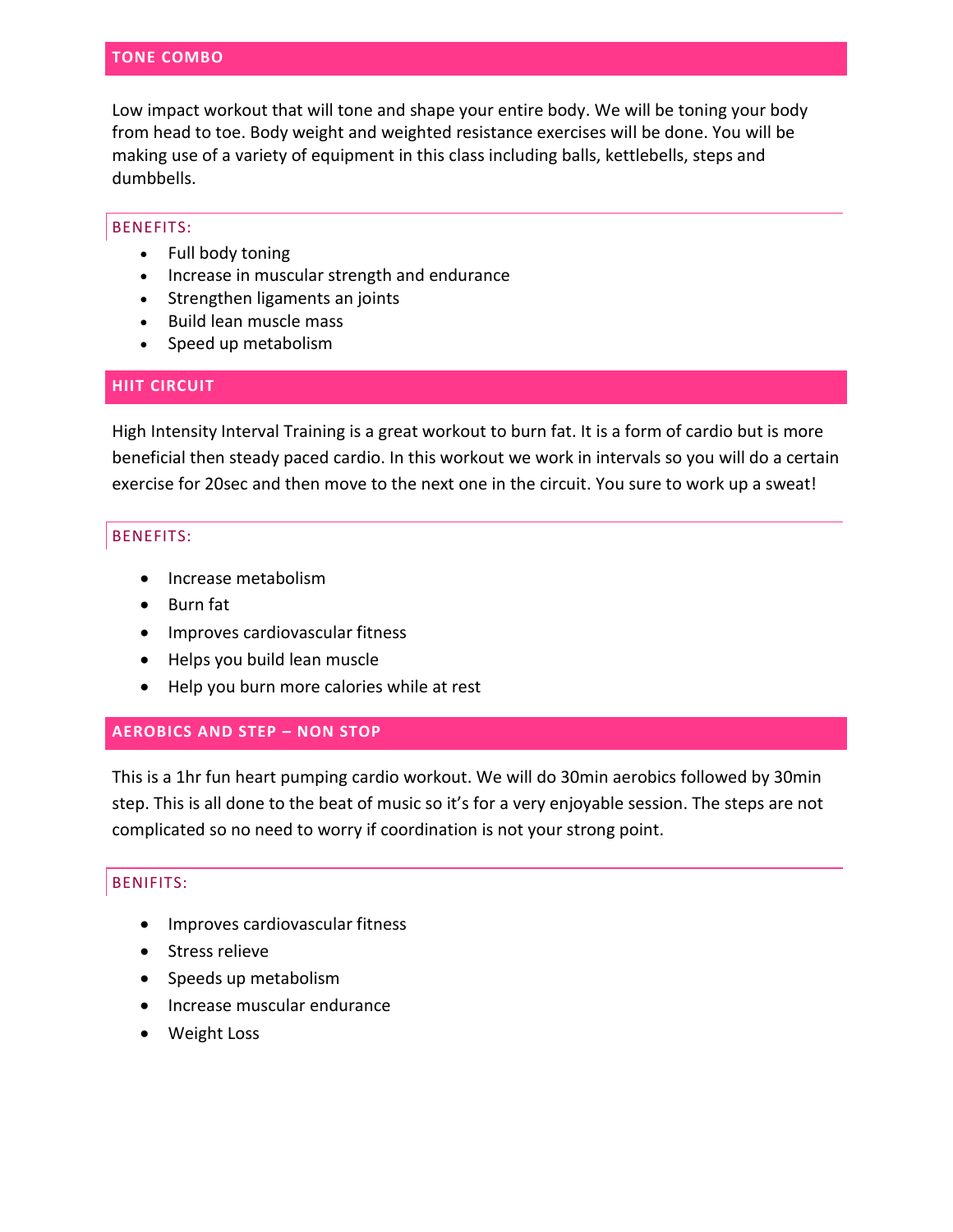## TONE COMBO

Low impact workout that will tone and shape your entire body. We will be toning your body from head to toe. Body weight and weighted resistance exercises will be done. You will be making use of a variety of equipment in this class including balls, kettlebells, steps and dumbbells.

### BENEFITS:

- Full body toning
- Increase in muscular strength and endurance
- Strengthen ligaments an joints
- Build lean muscle mass
- Speed up metabolism

## HIIT CIRCUIT

High Intensity Interval Training is a great workout to burn fat. It is a form of cardio but is more beneficial then steady paced cardio. In this workout we work in intervals so you will do a certain exercise for 20sec and then move to the next one in the circuit. You sure to work up a sweat!

### BENEFITS:

- Increase metabolism
- Burn fat
- Improves cardiovascular fitness
- Helps you build lean muscle
- Help you burn more calories while at rest

## AEROBICS AND STEP – NON STOP

This is a 1hr fun heart pumping cardio workout. We will do 30min aerobics followed by 30min step. This is all done to the beat of music so it's for a very enjoyable session. The steps are not complicated so no need to worry if coordination is not your strong point.

### BENIFITS:

- Improves cardiovascular fitness
- Stress relieve
- Speeds up metabolism
- Increase muscular endurance
- Weight Loss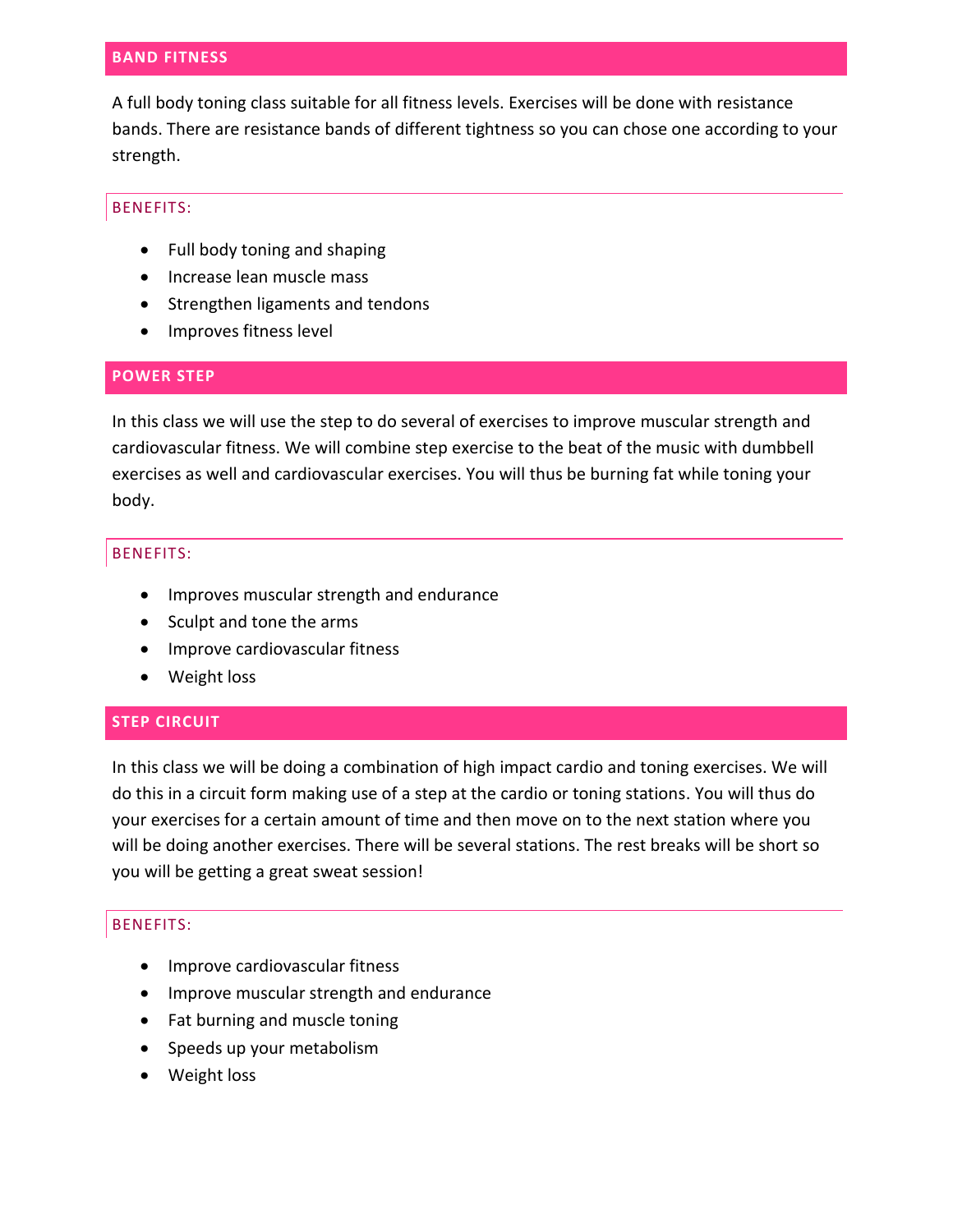## BAND FITNESS

A full body toning class suitable for all fitness levels. Exercises will be done with resistance bands. There are resistance bands of different tightness so you can chose one according to your strength.

### BENEFITS:

- Full body toning and shaping
- Increase lean muscle mass
- Strengthen ligaments and tendons
- Improves fitness level

## POWER STEP

In this class we will use the step to do several of exercises to improve muscular strength and cardiovascular fitness. We will combine step exercise to the beat of the music with dumbbell exercises as well and cardiovascular exercises. You will thus be burning fat while toning your body.

### BENEFITS:

- Improves muscular strength and endurance
- Sculpt and tone the arms
- Improve cardiovascular fitness
- Weight loss

## STEP CIRCUIT

In this class we will be doing a combination of high impact cardio and toning exercises. We will do this in a circuit form making use of a step at the cardio or toning stations. You will thus do your exercises for a certain amount of time and then move on to the next station where you will be doing another exercises. There will be several stations. The rest breaks will be short so you will be getting a great sweat session!

### BENEFITS:

- Improve cardiovascular fitness
- Improve muscular strength and endurance
- Fat burning and muscle toning
- Speeds up your metabolism
- Weight loss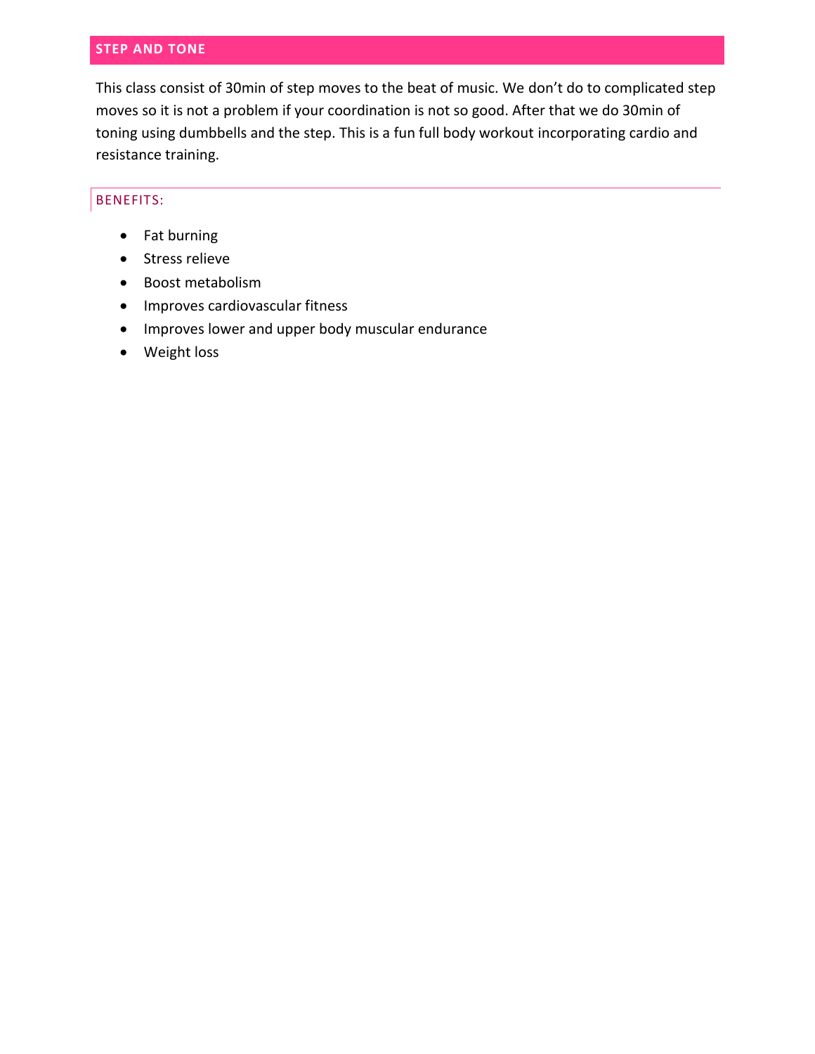## STEP AND TONE

This class consist of 30min of step moves to the beat of music. We don’t do to complicated step moves so it is not a problem if your coordination is not so good. After that we do 30min of toning using dumbbells and the step. This is a fun full body workout incorporating cardio and resistance training.

### BENEFITS:

- Fat burning
- Stress relieve
- Boost metabolism
- Improves cardiovascular fitness
- Improves lower and upper body muscular endurance
- Weight loss